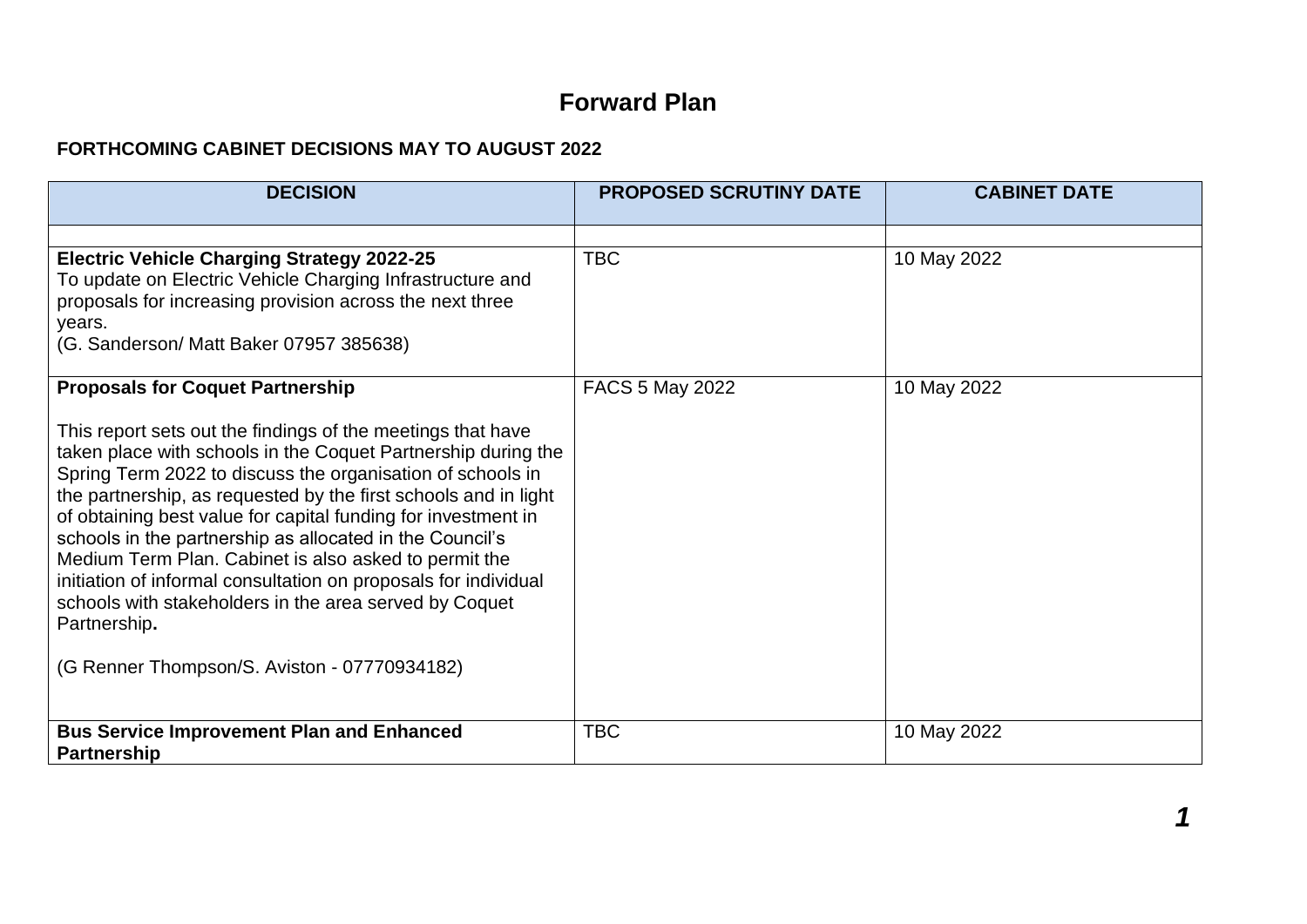# Forward Plan

**FORTHCOMING CABINET DECISIONS MAY TO AUGUST 2022**

| DECISION | PROPOSED SCRUTINY DATE | CABINET DATE |
|---|---|---|
| | | |
| **Electric Vehicle Charging Strategy 2022-25**<br>To update on Electric Vehicle Charging Infrastructure and proposals for increasing provision across the next three years.<br>(G. Sanderson/ Matt Baker 07957 385638) | TBC | 10 May 2022 |
| **Proposals for Coquet Partnership**<br><br>This report sets out the findings of the meetings that have taken place with schools in the Coquet Partnership during the Spring Term 2022 to discuss the organisation of schools in the partnership, as requested by the first schools and in light of obtaining best value for capital funding for investment in schools in the partnership as allocated in the Council's Medium Term Plan. Cabinet is also asked to permit the initiation of informal consultation on proposals for individual schools with stakeholders in the area served by Coquet Partnership**.**<br><br>(G Renner Thompson/S. Aviston - 07770934182) | FACS 5 May 2022 | 10 May 2022 |
| **Bus Service Improvement Plan and Enhanced Partnership** | TBC | 10 May 2022 |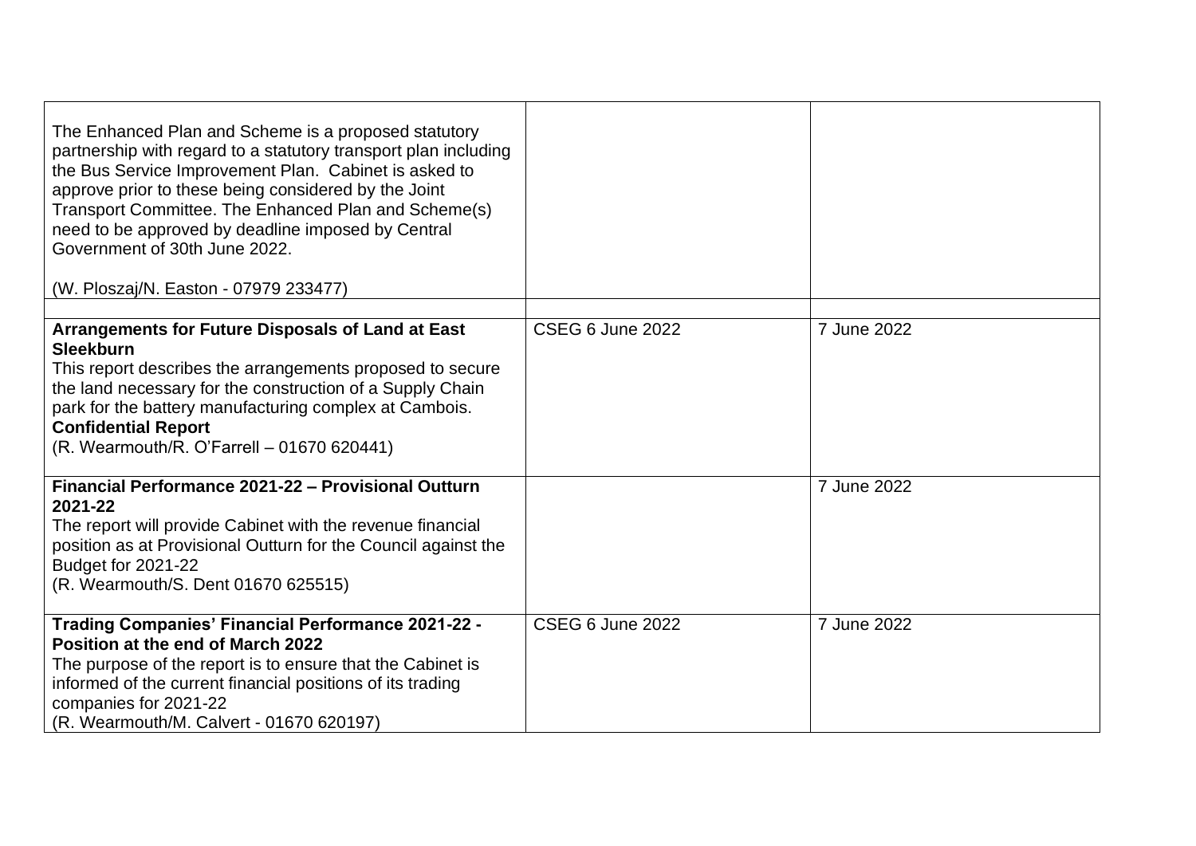| | | |
|---|---|---|
| The Enhanced Plan and Scheme is a proposed statutory partnership with regard to a statutory transport plan including the Bus Service Improvement Plan. Cabinet is asked to approve prior to these being considered by the Joint Transport Committee. The Enhanced Plan and Scheme(s) need to be approved by deadline imposed by Central Government of 30th June 2022.<br><br>(W. Ploszaj/N. Easton - 07979 233477) | | |
| | | |
| **Arrangements for Future Disposals of Land at East Sleekburn**<br>This report describes the arrangements proposed to secure the land necessary for the construction of a Supply Chain park for the battery manufacturing complex at Cambois.<br>**Confidential Report**<br>(R. Wearmouth/R. O'Farrell – 01670 620441) | CSEG 6 June 2022 | 7 June 2022 |
| **Financial Performance 2021-22 – Provisional Outturn 2021-22**<br>The report will provide Cabinet with the revenue financial position as at Provisional Outturn for the Council against the Budget for 2021-22<br>(R. Wearmouth/S. Dent 01670 625515) | | 7 June 2022 |
| **Trading Companies' Financial Performance 2021-22 - Position at the end of March 2022**<br>The purpose of the report is to ensure that the Cabinet is informed of the current financial positions of its trading companies for 2021-22<br>(R. Wearmouth/M. Calvert - 01670 620197) | CSEG 6 June 2022 | 7 June 2022 |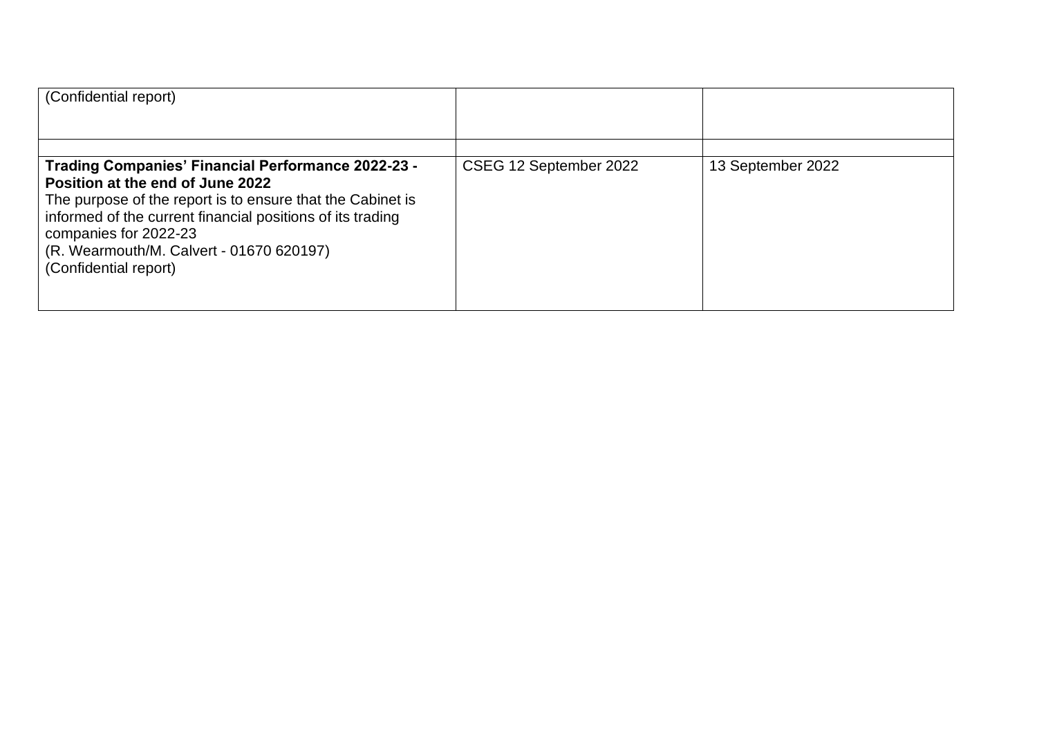| | | |
|---|---|---|
| (Confidential report) | | |
| | | |
| **Trading Companies' Financial Performance 2022-23 - Position at the end of June 2022**<br>The purpose of the report is to ensure that the Cabinet is informed of the current financial positions of its trading companies for 2022-23<br>(R. Wearmouth/M. Calvert - 01670 620197)<br>(Confidential report) | CSEG 12 September 2022 | 13 September 2022 |